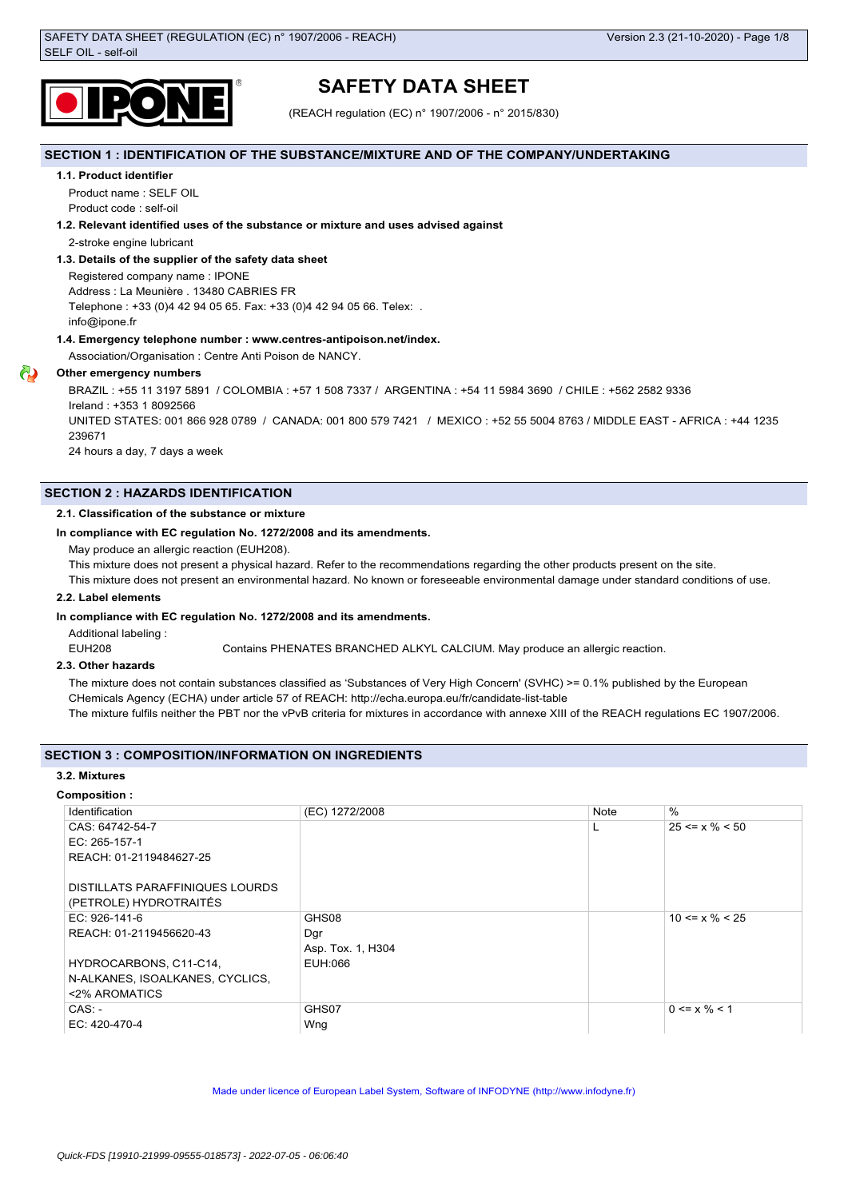# SAFETY DATA SHEET

(REACH regulation (EC) n° 1907/2006 - n° 2015/830)

## SECTION 1 : IDENTIFICATION OF THE SUBSTANCE/MIXTURE AND OF THE COMPANY/UNDERTAKING

### 1.1. Product identifier

Product name : SELF OIL
Product code : self-oil

### 1.2. Relevant identified uses of the substance or mixture and uses advised against

2-stroke engine lubricant

### 1.3. Details of the supplier of the safety data sheet

Registered company name : IPONE
Address : La Meunière . 13480 CABRIES FR
Telephone : +33 (0)4 42 94 05 65. Fax: +33 (0)4 42 94 05 66. Telex: .
info@ipone.fr

### 1.4. Emergency telephone number : www.centres-antipoison.net/index.

Association/Organisation : Centre Anti Poison de NANCY.

**Other emergency numbers**

BRAZIL : +55 11 3197 5891 / COLOMBIA : +57 1 508 7337 / ARGENTINA : +54 11 5984 3690 / CHILE : +562 2582 9336
Ireland : +353 1 8092566
UNITED STATES: 001 866 928 0789 / CANADA: 001 800 579 7421 / MEXICO : +52 55 5004 8763 / MIDDLE EAST - AFRICA : +44 1235 239671
24 hours a day, 7 days a week

## SECTION 2 : HAZARDS IDENTIFICATION

### 2.1. Classification of the substance or mixture

**In compliance with EC regulation No. 1272/2008 and its amendments.**

May produce an allergic reaction (EUH208).
This mixture does not present a physical hazard. Refer to the recommendations regarding the other products present on the site.
This mixture does not present an environmental hazard. No known or foreseeable environmental damage under standard conditions of use.

### 2.2. Label elements

**In compliance with EC regulation No. 1272/2008 and its amendments.**

Additional labeling :

EUH208 Contains PHENATES BRANCHED ALKYL CALCIUM. May produce an allergic reaction.

### 2.3. Other hazards

The mixture does not contain substances classified as 'Substances of Very High Concern' (SVHC) >= 0.1% published by the European CHemicals Agency (ECHA) under article 57 of REACH: http://echa.europa.eu/fr/candidate-list-table
The mixture fulfils neither the PBT nor the vPvB criteria for mixtures in accordance with annexe XIII of the REACH regulations EC 1907/2006.

## SECTION 3 : COMPOSITION/INFORMATION ON INGREDIENTS

### 3.2. Mixtures

**Composition :**

| Identification | (EC) 1272/2008 | Note | % |
|---|---|---|---|
| CAS: 64742-54-7<br>EC: 265-157-1<br>REACH: 01-2119484627-25<br><br>DISTILLATS PARAFFINIQUES LOURDS (PETROLE) HYDROTRAITÉS | | L | 25 <= x % < 50 |
| EC: 926-141-6<br>REACH: 01-2119456620-43<br><br>HYDROCARBONS, C11-C14, N-ALKANES, ISOALKANES, CYCLICS, <2% AROMATICS | GHS08<br>Dgr<br>Asp. Tox. 1, H304<br>EUH:066 | | 10 <= x % < 25 |
| CAS: -<br>EC: 420-470-4 | GHS07<br>Wng | | 0 <= x % < 1 |

Made under licence of European Label System, Software of INFODYNE (http://www.infodyne.fr)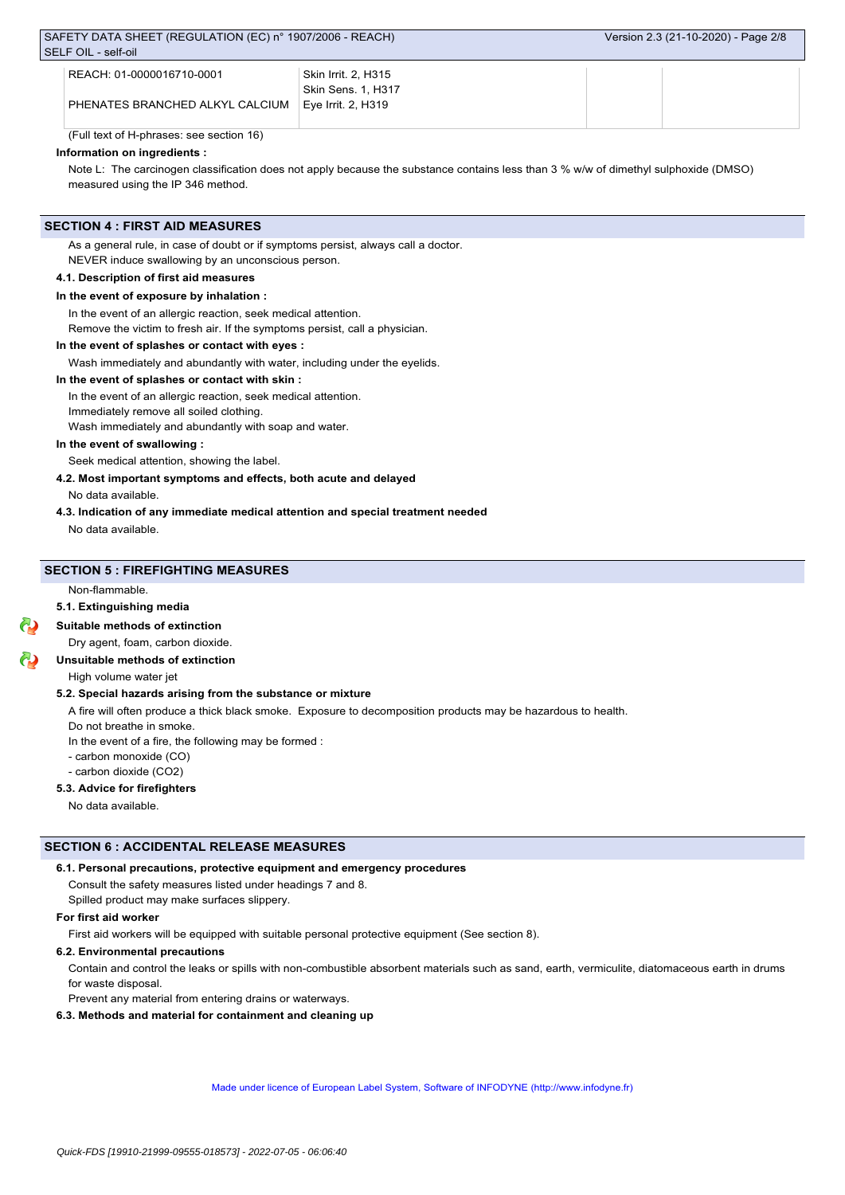| REACH: 01-0000016710-0001<br><br>PHENATES BRANCHED ALKYL CALCIUM | Skin Irrit. 2, H315<br>Skin Sens. 1, H317<br>Eye Irrit. 2, H319 | | |
|---|---|---|---|

(Full text of H-phrases: see section 16)

**Information on ingredients :**

Note L: The carcinogen classification does not apply because the substance contains less than 3 % w/w of dimethyl sulphoxide (DMSO) measured using the IP 346 method.

## SECTION 4 : FIRST AID MEASURES

As a general rule, in case of doubt or if symptoms persist, always call a doctor.
NEVER induce swallowing by an unconscious person.

### 4.1. Description of first aid measures

**In the event of exposure by inhalation :**

In the event of an allergic reaction, seek medical attention.
Remove the victim to fresh air. If the symptoms persist, call a physician.

**In the event of splashes or contact with eyes :**

Wash immediately and abundantly with water, including under the eyelids.

**In the event of splashes or contact with skin :**

In the event of an allergic reaction, seek medical attention.
Immediately remove all soiled clothing.
Wash immediately and abundantly with soap and water.

**In the event of swallowing :**

Seek medical attention, showing the label.

### 4.2. Most important symptoms and effects, both acute and delayed

No data available.

### 4.3. Indication of any immediate medical attention and special treatment needed

No data available.

## SECTION 5 : FIREFIGHTING MEASURES

Non-flammable.

### 5.1. Extinguishing media

**Suitable methods of extinction**

Dry agent, foam, carbon dioxide.

**Unsuitable methods of extinction**

High volume water jet

### 5.2. Special hazards arising from the substance or mixture

A fire will often produce a thick black smoke. Exposure to decomposition products may be hazardous to health.
Do not breathe in smoke.
In the event of a fire, the following may be formed :
- carbon monoxide (CO)
- carbon dioxide ($CO_2$)

### 5.3. Advice for firefighters

No data available.

## SECTION 6 : ACCIDENTAL RELEASE MEASURES

### 6.1. Personal precautions, protective equipment and emergency procedures

Consult the safety measures listed under headings 7 and 8.
Spilled product may make surfaces slippery.

**For first aid worker**

First aid workers will be equipped with suitable personal protective equipment (See section 8).

### 6.2. Environmental precautions

Contain and control the leaks or spills with non-combustible absorbent materials such as sand, earth, vermiculite, diatomaceous earth in drums for waste disposal.
Prevent any material from entering drains or waterways.

### 6.3. Methods and material for containment and cleaning up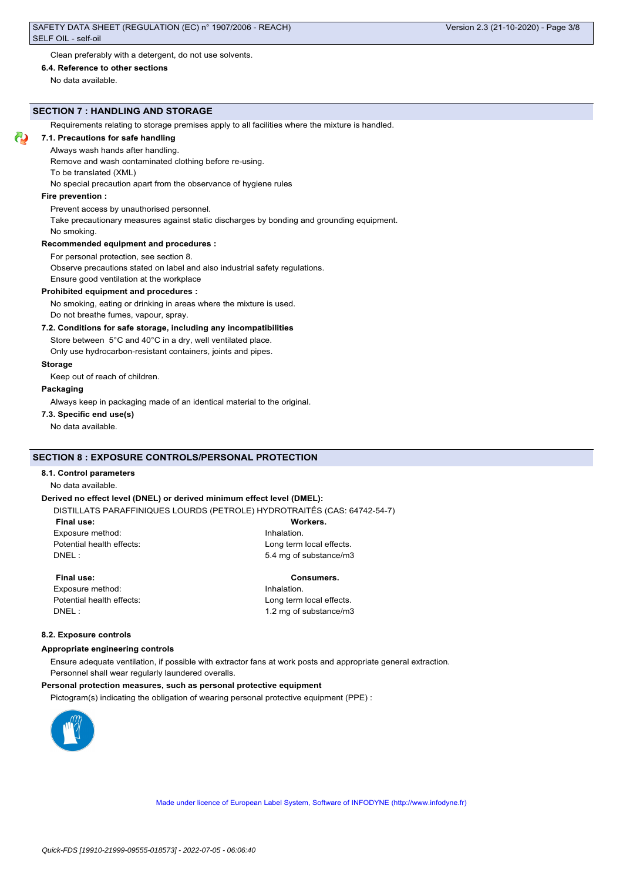Clean preferably with a detergent, do not use solvents.

### 6.4. Reference to other sections

No data available.

## SECTION 7 : HANDLING AND STORAGE

Requirements relating to storage premises apply to all facilities where the mixture is handled.

### 7.1. Precautions for safe handling

Always wash hands after handling.

Remove and wash contaminated clothing before re-using.

To be translated (XML)

No special precaution apart from the observance of hygiene rules

**Fire prevention :**

Prevent access by unauthorised personnel.

Take precautionary measures against static discharges by bonding and grounding equipment.

No smoking.

**Recommended equipment and procedures :**

For personal protection, see section 8.

Observe precautions stated on label and also industrial safety regulations.

Ensure good ventilation at the workplace

**Prohibited equipment and procedures :**

No smoking, eating or drinking in areas where the mixture is used.

Do not breathe fumes, vapour, spray.

### 7.2. Conditions for safe storage, including any incompatibilities

Store between 5°C and 40°C in a dry, well ventilated place.

Only use hydrocarbon-resistant containers, joints and pipes.

**Storage**

Keep out of reach of children.

**Packaging**

Always keep in packaging made of an identical material to the original.

### 7.3. Specific end use(s)

No data available.

## SECTION 8 : EXPOSURE CONTROLS/PERSONAL PROTECTION

### 8.1. Control parameters

No data available.

**Derived no effect level (DNEL) or derived minimum effect level (DMEL):**

DISTILLATS PARAFFINIQUES LOURDS (PETROLE) HYDROTRAITÉS (CAS: 64742-54-7)

| **Final use:** | **Workers.** |
|---|---|
| Exposure method: | Inhalation. |
| Potential health effects: | Long term local effects. |
| DNEL : | 5.4 mg of substance/m3 |

| **Final use:** | **Consumers.** |
|---|---|
| Exposure method: | Inhalation. |
| Potential health effects: | Long term local effects. |
| DNEL : | 1.2 mg of substance/m3 |

### 8.2. Exposure controls

**Appropriate engineering controls**

Ensure adequate ventilation, if possible with extractor fans at work posts and appropriate general extraction.

Personnel shall wear regularly laundered overalls.

**Personal protection measures, such as personal protective equipment**

Pictogram(s) indicating the obligation of wearing personal protective equipment (PPE) :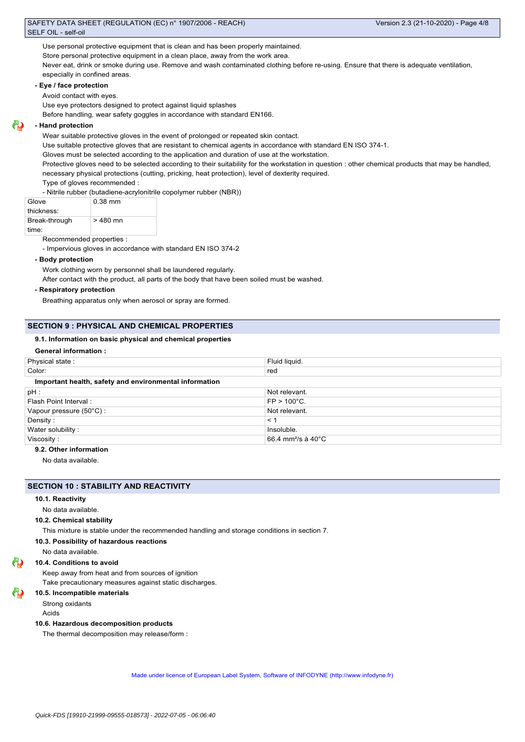Use personal protective equipment that is clean and has been properly maintained.

Store personal protective equipment in a clean place, away from the work area.

Never eat, drink or smoke during use. Remove and wash contaminated clothing before re-using. Ensure that there is adequate ventilation, especially in confined areas.

**- Eye / face protection**

Avoid contact with eyes.

Use eye protectors designed to protect against liquid splashes

Before handling, wear safety goggles in accordance with standard EN166.

**- Hand protection**

Wear suitable protective gloves in the event of prolonged or repeated skin contact.

Use suitable protective gloves that are resistant to chemical agents in accordance with standard EN ISO 374-1.

Gloves must be selected according to the application and duration of use at the workstation.

Protective gloves need to be selected according to their suitability for the workstation in question : other chemical products that may be handled, necessary physical protections (cutting, pricking, heat protection), level of dexterity required.

Type of gloves recommended :

- Nitrile rubber (butadiene-acrylonitrile copolymer rubber (NBR))

| Glove thickness: | 0.38 mm |
|---|---|
| Break-through time: | > 480 mn |

Recommended properties :

- Impervious gloves in accordance with standard EN ISO 374-2

**- Body protection**

Work clothing worn by personnel shall be laundered regularly.

After contact with the product, all parts of the body that have been soiled must be washed.

**- Respiratory protection**

Breathing apparatus only when aerosol or spray are formed.

## SECTION 9 : PHYSICAL AND CHEMICAL PROPERTIES

### 9.1. Information on basic physical and chemical properties

**General information :**

| Physical state : | Fluid liquid. |
|---|---|
| Color: | red |

**Important health, safety and environmental information**

| pH : | Not relevant. |
|---|---|
| Flash Point Interval : | FP > 100°C. |
| Vapour pressure (50°C) : | Not relevant. |
| Density : | < 1 |
| Water solubility : | Insoluble. |
| Viscosity : | 66.4 mm²/s à 40°C |

### 9.2. Other information

No data available.

## SECTION 10 : STABILITY AND REACTIVITY

### 10.1. Reactivity

No data available.

### 10.2. Chemical stability

This mixture is stable under the recommended handling and storage conditions in section 7.

### 10.3. Possibility of hazardous reactions

No data available.

### 10.4. Conditions to avoid

Keep away from heat and from sources of ignition

Take precautionary measures against static discharges.

### 10.5. Incompatible materials

Strong oxidants

Acids

### 10.6. Hazardous decomposition products

The thermal decomposition may release/form :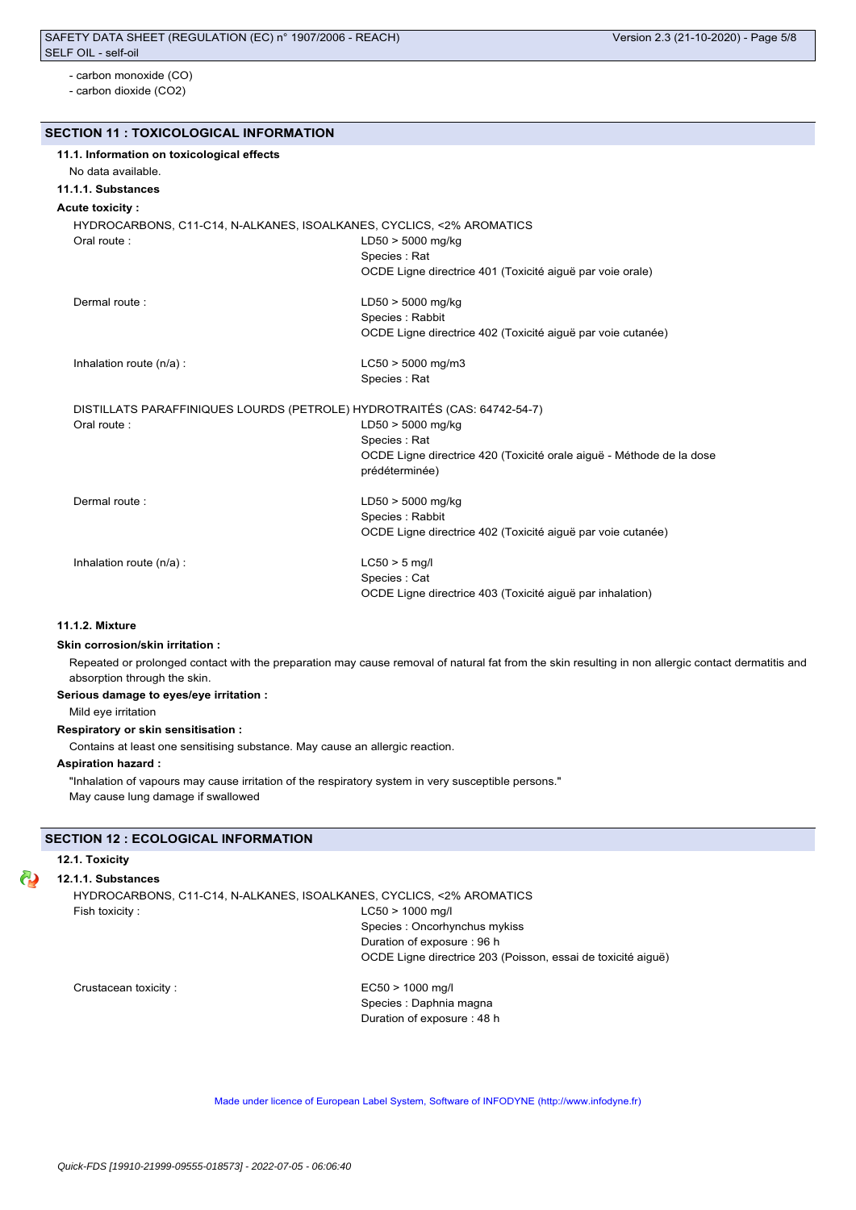- carbon monoxide (CO)
- carbon dioxide (CO2)

## SECTION 11 : TOXICOLOGICAL INFORMATION

### 11.1. Information on toxicological effects

No data available.

#### 11.1.1. Substances

**Acute toxicity :**

HYDROCARBONS, C11-C14, N-ALKANES, ISOALKANES, CYCLICS, <2% AROMATICS

| | |
|---|---|
| Oral route : | LD50 > 5000 mg/kg<br>Species : Rat<br>OCDE Ligne directrice 401 (Toxicité aiguë par voie orale) |
| Dermal route : | LD50 > 5000 mg/kg<br>Species : Rabbit<br>OCDE Ligne directrice 402 (Toxicité aiguë par voie cutanée) |
| Inhalation route (n/a) : | LC50 > 5000 mg/m3<br>Species : Rat |

DISTILLATS PARAFFINIQUES LOURDS (PETROLE) HYDROTRAITÉS (CAS: 64742-54-7)

| | |
|---|---|
| Oral route : | LD50 > 5000 mg/kg<br>Species : Rat<br>OCDE Ligne directrice 420 (Toxicité orale aiguë - Méthode de la dose prédéterminée) |
| Dermal route : | LD50 > 5000 mg/kg<br>Species : Rabbit<br>OCDE Ligne directrice 402 (Toxicité aiguë par voie cutanée) |
| Inhalation route (n/a) : | LC50 > 5 mg/l<br>Species : Cat<br>OCDE Ligne directrice 403 (Toxicité aiguë par inhalation) |

#### 11.1.2. Mixture

**Skin corrosion/skin irritation :**

Repeated or prolonged contact with the preparation may cause removal of natural fat from the skin resulting in non allergic contact dermatitis and absorption through the skin.

**Serious damage to eyes/eye irritation :**

Mild eye irritation

**Respiratory or skin sensitisation :**

Contains at least one sensitising substance. May cause an allergic reaction.

**Aspiration hazard :**

"Inhalation of vapours may cause irritation of the respiratory system in very susceptible persons."
May cause lung damage if swallowed

## SECTION 12 : ECOLOGICAL INFORMATION

### 12.1. Toxicity

#### 12.1.1. Substances

HYDROCARBONS, C11-C14, N-ALKANES, ISOALKANES, CYCLICS, <2% AROMATICS

| | |
|---|---|
| Fish toxicity : | LC50 > 1000 mg/l<br>Species : Oncorhynchus mykiss<br>Duration of exposure : 96 h<br>OCDE Ligne directrice 203 (Poisson, essai de toxicité aiguë) |
| Crustacean toxicity : | EC50 > 1000 mg/l<br>Species : Daphnia magna<br>Duration of exposure : 48 h |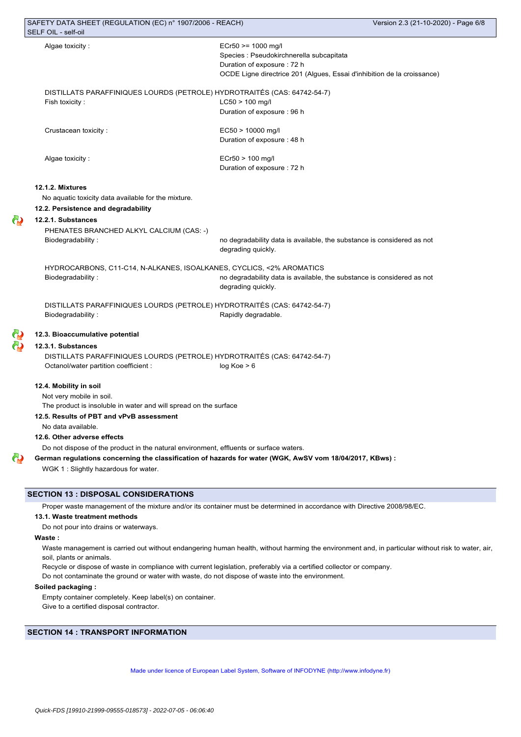Algae toxicity : ECr50 >= 1000 mg/l
Species : Pseudokirchnerella subcapitata
Duration of exposure : 72 h
OCDE Ligne directrice 201 (Algues, Essai d'inhibition de la croissance)

DISTILLATS PARAFFINIQUES LOURDS (PETROLE) HYDROTRAITÉS (CAS: 64742-54-7)

Fish toxicity : LC50 > 100 mg/l
Duration of exposure : 96 h

Crustacean toxicity : EC50 > 10000 mg/l
Duration of exposure : 48 h

Algae toxicity : ECr50 > 100 mg/l
Duration of exposure : 72 h

#### 12.1.2. Mixtures

No aquatic toxicity data available for the mixture.

### 12.2. Persistence and degradability

#### 12.2.1. Substances

PHENATES BRANCHED ALKYL CALCIUM (CAS: -)

Biodegradability : no degradability data is available, the substance is considered as not degrading quickly.

HYDROCARBONS, C11-C14, N-ALKANES, ISOALKANES, CYCLICS, <2% AROMATICS

Biodegradability : no degradability data is available, the substance is considered as not degrading quickly.

DISTILLATS PARAFFINIQUES LOURDS (PETROLE) HYDROTRAITÉS (CAS: 64742-54-7)

Biodegradability : Rapidly degradable.

### 12.3. Bioaccumulative potential

#### 12.3.1. Substances

DISTILLATS PARAFFINIQUES LOURDS (PETROLE) HYDROTRAITÉS (CAS: 64742-54-7)

Octanol/water partition coefficient : log Koe > 6

### 12.4. Mobility in soil

Not very mobile in soil.
The product is insoluble in water and will spread on the surface

### 12.5. Results of PBT and vPvB assessment

No data available.

### 12.6. Other adverse effects

Do not dispose of the product in the natural environment, effluents or surface waters.

**German regulations concerning the classification of hazards for water (WGK, AwSV vom 18/04/2017, KBws) :**

WGK 1 : Slightly hazardous for water.

## SECTION 13 : DISPOSAL CONSIDERATIONS

Proper waste management of the mixture and/or its container must be determined in accordance with Directive 2008/98/EC.

### 13.1. Waste treatment methods

Do not pour into drains or waterways.

**Waste :**

Waste management is carried out without endangering human health, without harming the environment and, in particular without risk to water, air, soil, plants or animals.
Recycle or dispose of waste in compliance with current legislation, preferably via a certified collector or company.
Do not contaminate the ground or water with waste, do not dispose of waste into the environment.

**Soiled packaging :**

Empty container completely. Keep label(s) on container.
Give to a certified disposal contractor.

## SECTION 14 : TRANSPORT INFORMATION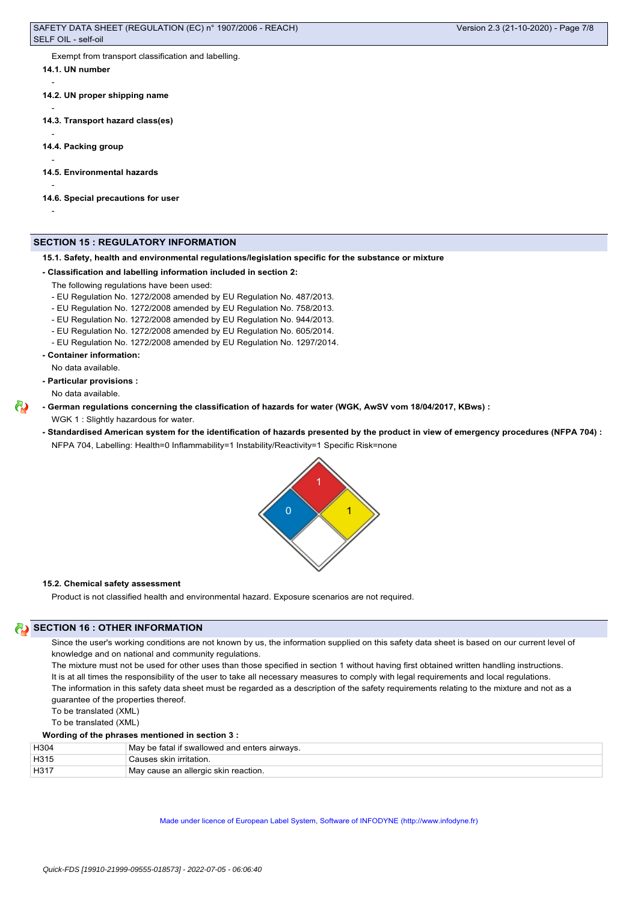Exempt from transport classification and labelling.

**14.1. UN number**

-

**14.2. UN proper shipping name**

-

**14.3. Transport hazard class(es)**

-

**14.4. Packing group**

-

**14.5. Environmental hazards**

-

**14.6. Special precautions for user**

-

## SECTION 15 : REGULATORY INFORMATION

**15.1. Safety, health and environmental regulations/legislation specific for the substance or mixture**

**- Classification and labelling information included in section 2:**

The following regulations have been used:

- EU Regulation No. 1272/2008 amended by EU Regulation No. 487/2013.
- EU Regulation No. 1272/2008 amended by EU Regulation No. 758/2013.
- EU Regulation No. 1272/2008 amended by EU Regulation No. 944/2013.
- EU Regulation No. 1272/2008 amended by EU Regulation No. 605/2014.
- EU Regulation No. 1272/2008 amended by EU Regulation No. 1297/2014.

**- Container information:**

No data available.

**- Particular provisions :**

No data available.

**- German regulations concerning the classification of hazards for water (WGK, AwSV vom 18/04/2017, KBws) :**

WGK 1 : Slightly hazardous for water.

**- Standardised American system for the identification of hazards presented by the product in view of emergency procedures (NFPA 704) :**

NFPA 704, Labelling: Health=0 Inflammability=1 Instability/Reactivity=1 Specific Risk=none

**15.2. Chemical safety assessment**

Product is not classified health and environmental hazard. Exposure scenarios are not required.

## SECTION 16 : OTHER INFORMATION

Since the user's working conditions are not known by us, the information supplied on this safety data sheet is based on our current level of knowledge and on national and community regulations.

The mixture must not be used for other uses than those specified in section 1 without having first obtained written handling instructions.

It is at all times the responsibility of the user to take all necessary measures to comply with legal requirements and local regulations.

The information in this safety data sheet must be regarded as a description of the safety requirements relating to the mixture and not as a guarantee of the properties thereof.

To be translated (XML)

To be translated (XML)

**Wording of the phrases mentioned in section 3 :**

| H304 | May be fatal if swallowed and enters airways. |
|---|---|
| H315 | Causes skin irritation. |
| H317 | May cause an allergic skin reaction. |

Made under licence of European Label System, Software of INFODYNE (http://www.infodyne.fr)

Quick-FDS [19910-21999-09555-018573] - 2022-07-05 - 06:06:40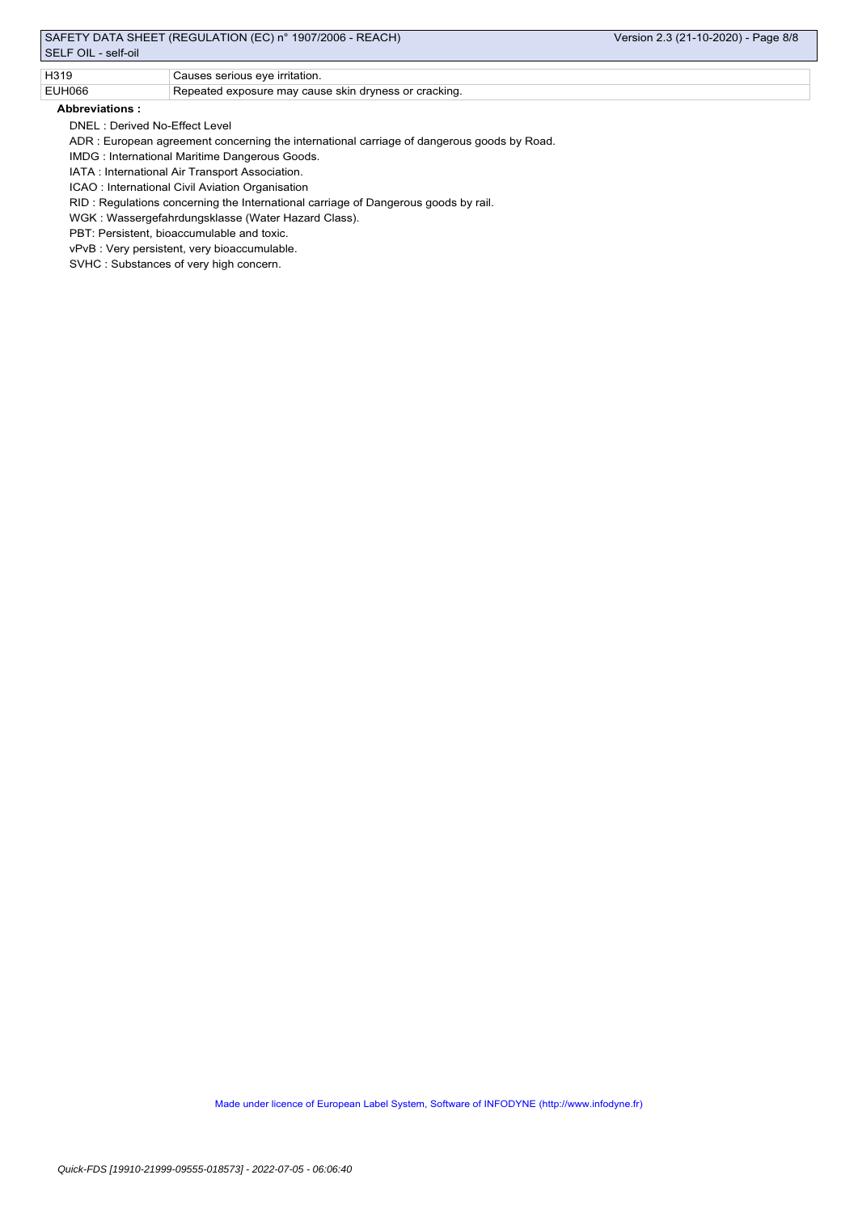| | |
|---|---|
| H319 | Causes serious eye irritation. |
| EUH066 | Repeated exposure may cause skin dryness or cracking. |

**Abbreviations :**

DNEL : Derived No-Effect Level

ADR : European agreement concerning the international carriage of dangerous goods by Road.

IMDG : International Maritime Dangerous Goods.

IATA : International Air Transport Association.

ICAO : International Civil Aviation Organisation

RID : Regulations concerning the International carriage of Dangerous goods by rail.

WGK : Wassergefahrdungsklasse (Water Hazard Class).

PBT: Persistent, bioaccumulable and toxic.

vPvB : Very persistent, very bioaccumulable.

SVHC : Substances of very high concern.

Made under licence of European Label System, Software of INFODYNE (http://www.infodyne.fr)